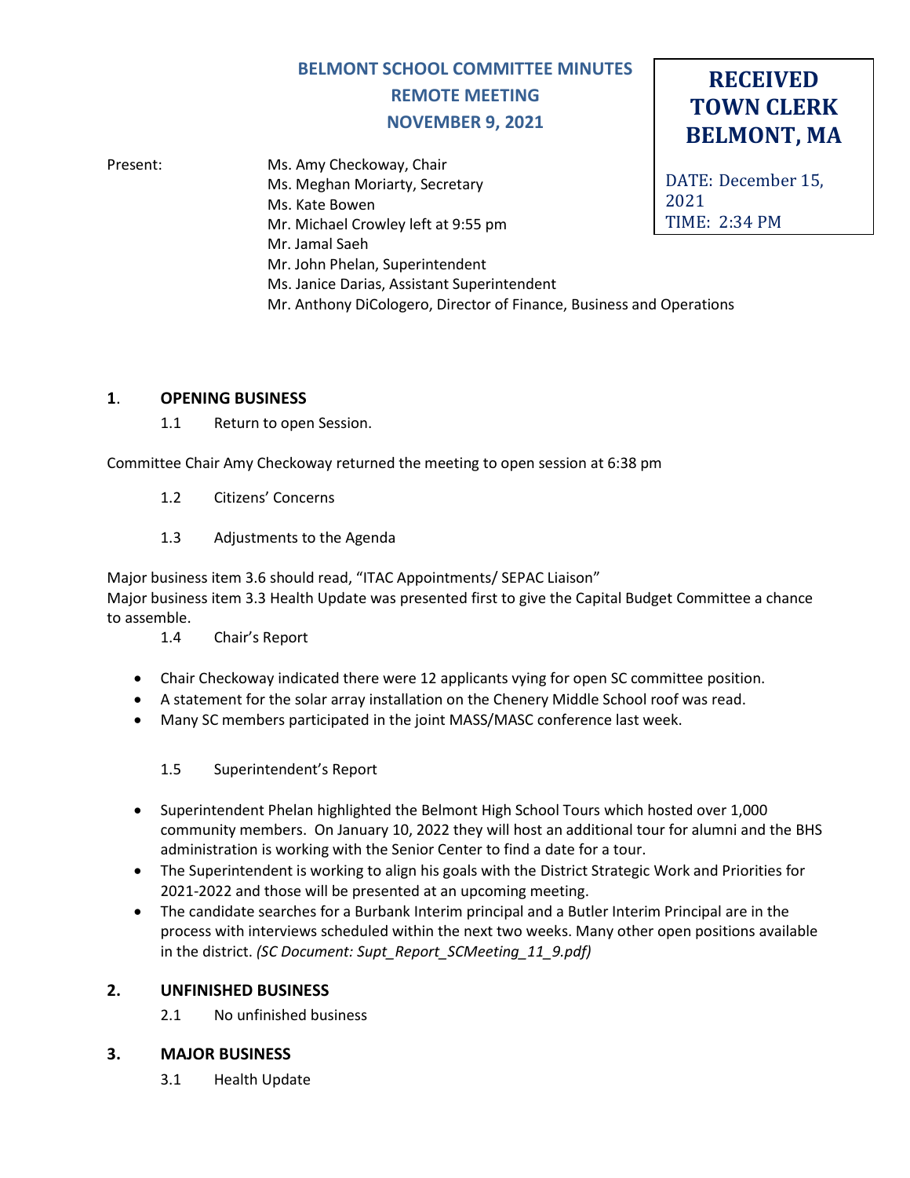# BELMONT SCHOOL COMMITTEE MINUTES
## REMOTE MEETING
## NOVEMBER 9, 2021

**RECEIVED**
**TOWN CLERK**
**BELMONT, MA**

DATE: December 15, 2021
TIME: 2:34 PM

Present:
Ms. Amy Checkoway, Chair
Ms. Meghan Moriarty, Secretary
Ms. Kate Bowen
Mr. Michael Crowley left at 9:55 pm
Mr. Jamal Saeh
Mr. John Phelan, Superintendent
Ms. Janice Darias, Assistant Superintendent
Mr. Anthony DiCologero, Director of Finance, Business and Operations

## 1. OPENING BUSINESS

1.1 Return to open Session.

Committee Chair Amy Checkoway returned the meeting to open session at 6:38 pm

1.2 Citizens' Concerns

1.3 Adjustments to the Agenda

Major business item 3.6 should read, "ITAC Appointments/ SEPAC Liaison"
Major business item 3.3 Health Update was presented first to give the Capital Budget Committee a chance to assemble.

1.4 Chair's Report

- Chair Checkoway indicated there were 12 applicants vying for open SC committee position.
- A statement for the solar array installation on the Chenery Middle School roof was read.
- Many SC members participated in the joint MASS/MASC conference last week.

1.5 Superintendent's Report

- Superintendent Phelan highlighted the Belmont High School Tours which hosted over 1,000 community members. On January 10, 2022 they will host an additional tour for alumni and the BHS administration is working with the Senior Center to find a date for a tour.
- The Superintendent is working to align his goals with the District Strategic Work and Priorities for 2021-2022 and those will be presented at an upcoming meeting.
- The candidate searches for a Burbank Interim principal and a Butler Interim Principal are in the process with interviews scheduled within the next two weeks. Many other open positions available in the district. *(SC Document: Supt_Report_SCMeeting_11_9.pdf)*

## 2. UNFINISHED BUSINESS

2.1 No unfinished business

## 3. MAJOR BUSINESS

3.1 Health Update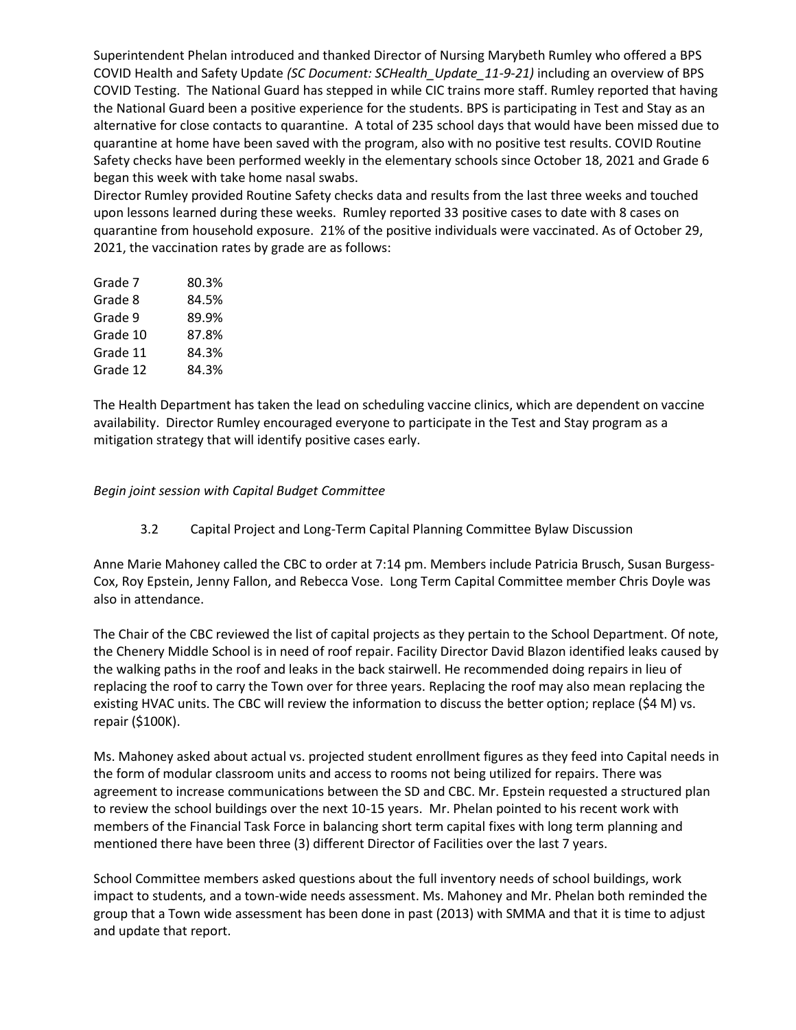Superintendent Phelan introduced and thanked Director of Nursing Marybeth Rumley who offered a BPS COVID Health and Safety Update *(SC Document: SCHealth_Update_11-9-21)* including an overview of BPS COVID Testing. The National Guard has stepped in while CIC trains more staff. Rumley reported that having the National Guard been a positive experience for the students. BPS is participating in Test and Stay as an alternative for close contacts to quarantine. A total of 235 school days that would have been missed due to quarantine at home have been saved with the program, also with no positive test results. COVID Routine Safety checks have been performed weekly in the elementary schools since October 18, 2021 and Grade 6 began this week with take home nasal swabs.

Director Rumley provided Routine Safety checks data and results from the last three weeks and touched upon lessons learned during these weeks. Rumley reported 33 positive cases to date with 8 cases on quarantine from household exposure. 21% of the positive individuals were vaccinated. As of October 29, 2021, the vaccination rates by grade are as follows:

| | |
|---|---|
| Grade 7 | 80.3% |
| Grade 8 | 84.5% |
| Grade 9 | 89.9% |
| Grade 10 | 87.8% |
| Grade 11 | 84.3% |
| Grade 12 | 84.3% |

The Health Department has taken the lead on scheduling vaccine clinics, which are dependent on vaccine availability. Director Rumley encouraged everyone to participate in the Test and Stay program as a mitigation strategy that will identify positive cases early.

*Begin joint session with Capital Budget Committee*

3.2 Capital Project and Long-Term Capital Planning Committee Bylaw Discussion

Anne Marie Mahoney called the CBC to order at 7:14 pm. Members include Patricia Brusch, Susan Burgess-Cox, Roy Epstein, Jenny Fallon, and Rebecca Vose. Long Term Capital Committee member Chris Doyle was also in attendance.

The Chair of the CBC reviewed the list of capital projects as they pertain to the School Department. Of note, the Chenery Middle School is in need of roof repair. Facility Director David Blazon identified leaks caused by the walking paths in the roof and leaks in the back stairwell. He recommended doing repairs in lieu of replacing the roof to carry the Town over for three years. Replacing the roof may also mean replacing the existing HVAC units. The CBC will review the information to discuss the better option; replace ($4 M) vs. repair ($100K).

Ms. Mahoney asked about actual vs. projected student enrollment figures as they feed into Capital needs in the form of modular classroom units and access to rooms not being utilized for repairs. There was agreement to increase communications between the SD and CBC. Mr. Epstein requested a structured plan to review the school buildings over the next 10-15 years. Mr. Phelan pointed to his recent work with members of the Financial Task Force in balancing short term capital fixes with long term planning and mentioned there have been three (3) different Director of Facilities over the last 7 years.

School Committee members asked questions about the full inventory needs of school buildings, work impact to students, and a town-wide needs assessment. Ms. Mahoney and Mr. Phelan both reminded the group that a Town wide assessment has been done in past (2013) with SMMA and that it is time to adjust and update that report.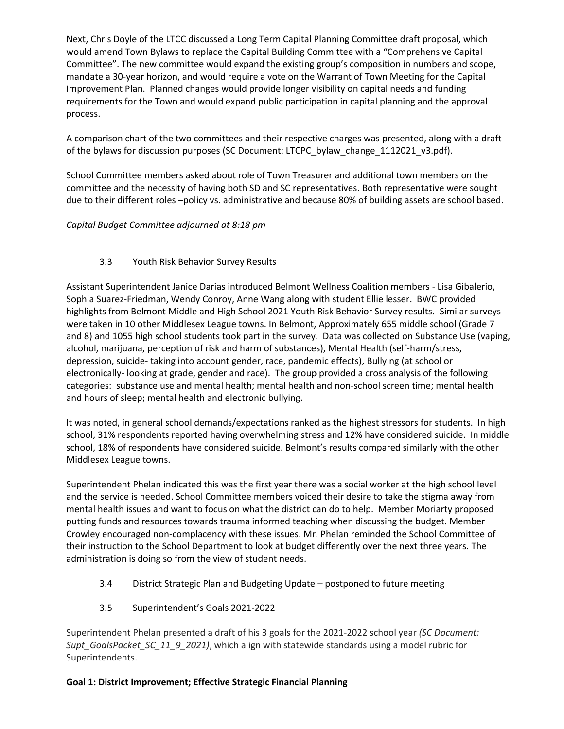Next, Chris Doyle of the LTCC discussed a Long Term Capital Planning Committee draft proposal, which would amend Town Bylaws to replace the Capital Building Committee with a "Comprehensive Capital Committee". The new committee would expand the existing group's composition in numbers and scope, mandate a 30-year horizon, and would require a vote on the Warrant of Town Meeting for the Capital Improvement Plan. Planned changes would provide longer visibility on capital needs and funding requirements for the Town and would expand public participation in capital planning and the approval process.

A comparison chart of the two committees and their respective charges was presented, along with a draft of the bylaws for discussion purposes (SC Document: LTCPC_bylaw_change_1112021_v3.pdf).

School Committee members asked about role of Town Treasurer and additional town members on the committee and the necessity of having both SD and SC representatives. Both representative were sought due to their different roles –policy vs. administrative and because 80% of building assets are school based.

*Capital Budget Committee adjourned at 8:18 pm*

3.3 Youth Risk Behavior Survey Results

Assistant Superintendent Janice Darias introduced Belmont Wellness Coalition members - Lisa Gibalerio, Sophia Suarez-Friedman, Wendy Conroy, Anne Wang along with student Ellie lesser. BWC provided highlights from Belmont Middle and High School 2021 Youth Risk Behavior Survey results. Similar surveys were taken in 10 other Middlesex League towns. In Belmont, Approximately 655 middle school (Grade 7 and 8) and 1055 high school students took part in the survey. Data was collected on Substance Use (vaping, alcohol, marijuana, perception of risk and harm of substances), Mental Health (self-harm/stress, depression, suicide- taking into account gender, race, pandemic effects), Bullying (at school or electronically- looking at grade, gender and race). The group provided a cross analysis of the following categories: substance use and mental health; mental health and non-school screen time; mental health and hours of sleep; mental health and electronic bullying.

It was noted, in general school demands/expectations ranked as the highest stressors for students. In high school, 31% respondents reported having overwhelming stress and 12% have considered suicide. In middle school, 18% of respondents have considered suicide. Belmont's results compared similarly with the other Middlesex League towns.

Superintendent Phelan indicated this was the first year there was a social worker at the high school level and the service is needed. School Committee members voiced their desire to take the stigma away from mental health issues and want to focus on what the district can do to help. Member Moriarty proposed putting funds and resources towards trauma informed teaching when discussing the budget. Member Crowley encouraged non-complacency with these issues. Mr. Phelan reminded the School Committee of their instruction to the School Department to look at budget differently over the next three years. The administration is doing so from the view of student needs.

3.4 District Strategic Plan and Budgeting Update – postponed to future meeting

3.5 Superintendent's Goals 2021-2022

Superintendent Phelan presented a draft of his 3 goals for the 2021-2022 school year *(SC Document: Supt_GoalsPacket_SC_11_9_2021)*, which align with statewide standards using a model rubric for Superintendents.

**Goal 1: District Improvement; Effective Strategic Financial Planning**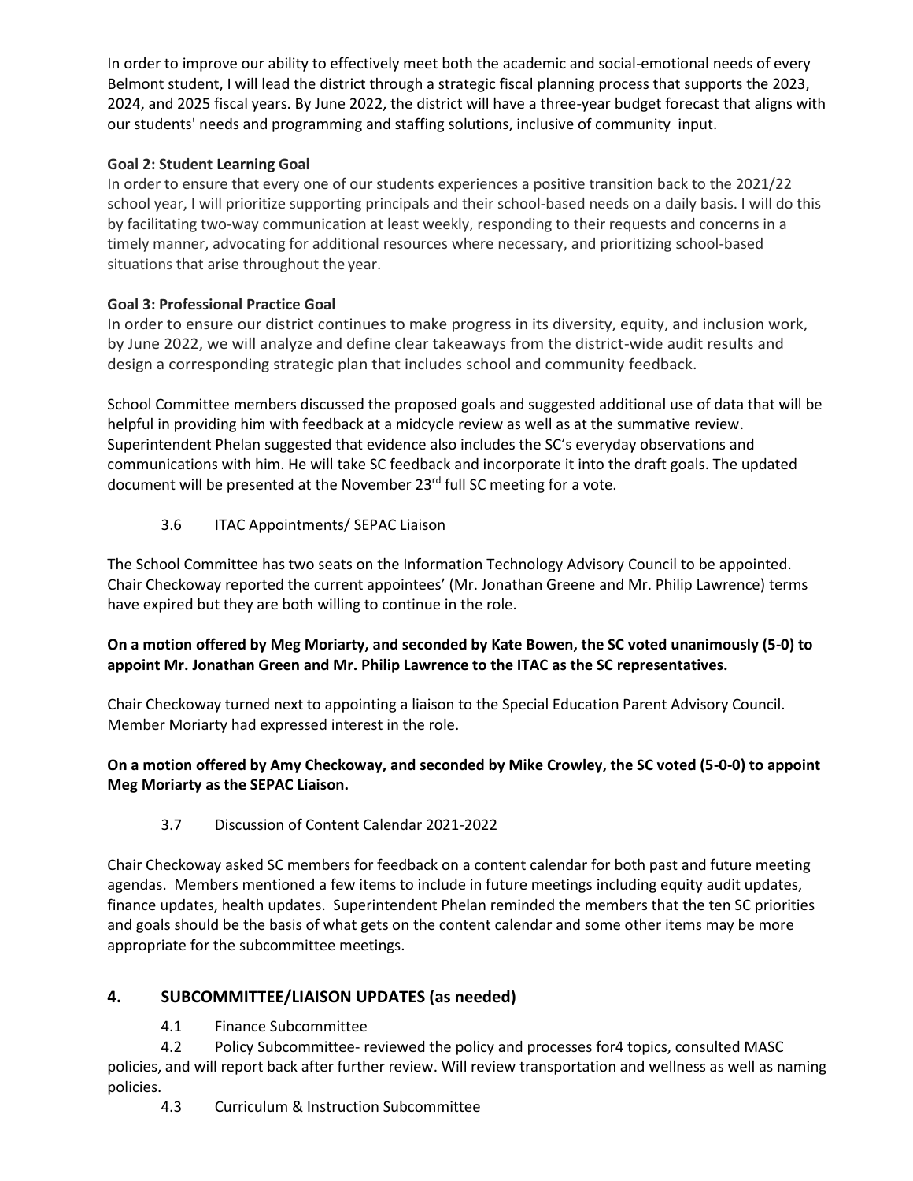In order to improve our ability to effectively meet both the academic and social-emotional needs of every Belmont student, I will lead the district through a strategic fiscal planning process that supports the 2023, 2024, and 2025 fiscal years. By June 2022, the district will have a three-year budget forecast that aligns with our students' needs and programming and staffing solutions, inclusive of community input.

**Goal 2: Student Learning Goal**

In order to ensure that every one of our students experiences a positive transition back to the 2021/22 school year, I will prioritize supporting principals and their school-based needs on a daily basis. I will do this by facilitating two-way communication at least weekly, responding to their requests and concerns in a timely manner, advocating for additional resources where necessary, and prioritizing school-based situations that arise throughout the year.

**Goal 3: Professional Practice Goal**

In order to ensure our district continues to make progress in its diversity, equity, and inclusion work, by June 2022, we will analyze and define clear takeaways from the district-wide audit results and design a corresponding strategic plan that includes school and community feedback.

School Committee members discussed the proposed goals and suggested additional use of data that will be helpful in providing him with feedback at a midcycle review as well as at the summative review. Superintendent Phelan suggested that evidence also includes the SC's everyday observations and communications with him. He will take SC feedback and incorporate it into the draft goals. The updated document will be presented at the November 23rd full SC meeting for a vote.

3.6 ITAC Appointments/ SEPAC Liaison

The School Committee has two seats on the Information Technology Advisory Council to be appointed. Chair Checkoway reported the current appointees' (Mr. Jonathan Greene and Mr. Philip Lawrence) terms have expired but they are both willing to continue in the role.

**On a motion offered by Meg Moriarty, and seconded by Kate Bowen, the SC voted unanimously (5-0) to appoint Mr. Jonathan Green and Mr. Philip Lawrence to the ITAC as the SC representatives.**

Chair Checkoway turned next to appointing a liaison to the Special Education Parent Advisory Council. Member Moriarty had expressed interest in the role.

**On a motion offered by Amy Checkoway, and seconded by Mike Crowley, the SC voted (5-0-0) to appoint Meg Moriarty as the SEPAC Liaison.**

3.7 Discussion of Content Calendar 2021-2022

Chair Checkoway asked SC members for feedback on a content calendar for both past and future meeting agendas. Members mentioned a few items to include in future meetings including equity audit updates, finance updates, health updates. Superintendent Phelan reminded the members that the ten SC priorities and goals should be the basis of what gets on the content calendar and some other items may be more appropriate for the subcommittee meetings.

## 4. SUBCOMMITTEE/LIAISON UPDATES (as needed)

4.1 Finance Subcommittee

4.2 Policy Subcommittee- reviewed the policy and processes for4 topics, consulted MASC policies, and will report back after further review. Will review transportation and wellness as well as naming policies.

4.3 Curriculum & Instruction Subcommittee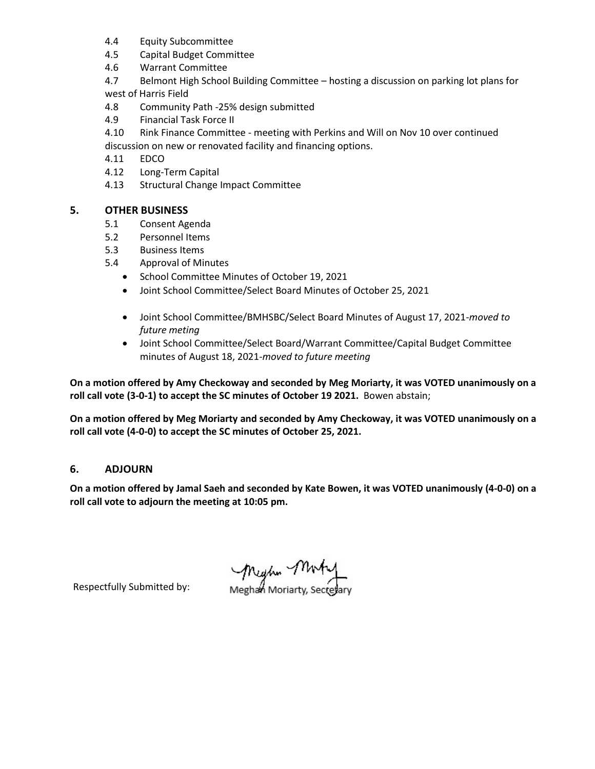4.4 Equity Subcommittee

4.5 Capital Budget Committee

4.6 Warrant Committee

4.7 Belmont High School Building Committee – hosting a discussion on parking lot plans for west of Harris Field

4.8 Community Path -25% design submitted

4.9 Financial Task Force II

4.10 Rink Finance Committee - meeting with Perkins and Will on Nov 10 over continued discussion on new or renovated facility and financing options.

4.11 EDCO

4.12 Long-Term Capital

4.13 Structural Change Impact Committee

## 5. OTHER BUSINESS

5.1 Consent Agenda

5.2 Personnel Items

5.3 Business Items

5.4 Approval of Minutes

- School Committee Minutes of October 19, 2021
- Joint School Committee/Select Board Minutes of October 25, 2021
- Joint School Committee/BMHSBC/Select Board Minutes of August 17, 2021-*moved to future meting*
- Joint School Committee/Select Board/Warrant Committee/Capital Budget Committee minutes of August 18, 2021-*moved to future meeting*

**On a motion offered by Amy Checkoway and seconded by Meg Moriarty, it was VOTED unanimously on a roll call vote (3-0-1) to accept the SC minutes of October 19 2021.** Bowen abstain;

**On a motion offered by Meg Moriarty and seconded by Amy Checkoway, it was VOTED unanimously on a roll call vote (4-0-0) to accept the SC minutes of October 25, 2021.**

## 6. ADJOURN

**On a motion offered by Jamal Saeh and seconded by Kate Bowen, it was VOTED unanimously (4-0-0) on a roll call vote to adjourn the meeting at 10:05 pm.**

Respectfully Submitted by: Meghan Moriarty, Secretary